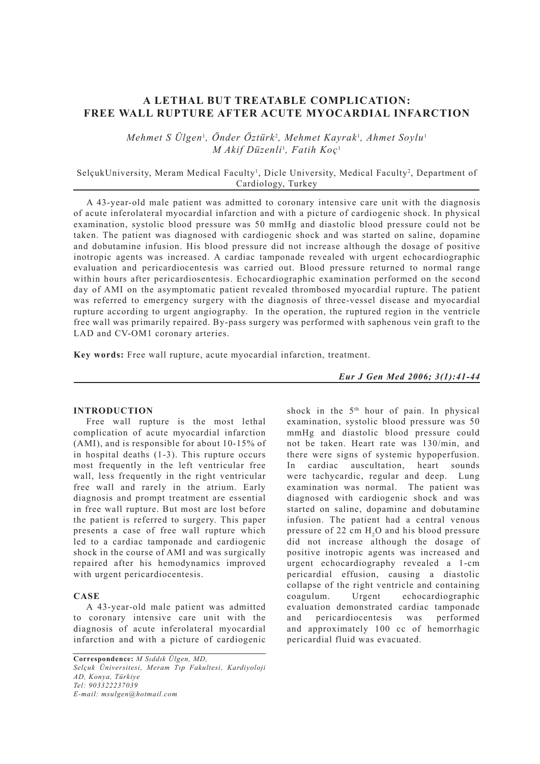# A LETHAL BUT TREATABLE COMPLICATION: FREE WALL RUPTURE AFTER ACUTE MYOCARDIAL INFARCTION

*Mehmet S Ülgen*[1], *Önder Öztürk*[2], *Mehmet Kayrak*[1], *Ahmet Soylu*[1]
*M Akif Düzenli*[1], *Fatih Koç*[1]

SelçukUniversity, Meram Medical Faculty[1], Dicle University, Medical Faculty[2], Department of Cardiology, Turkey

A 43-year-old male patient was admitted to coronary intensive care unit with the diagnosis of acute inferolateral myocardial infarction and with a picture of cardiogenic shock. In physical examination, systolic blood pressure was 50 mmHg and diastolic blood pressure could not be taken. The patient was diagnosed with cardiogenic shock and was started on saline, dopamine and dobutamine infusion. His blood pressure did not increase although the dosage of positive inotropic agents was increased. A cardiac tamponade revealed with urgent echocardiographic evaluation and pericardiocentesis was carried out. Blood pressure returned to normal range within hours after pericardiosentesis. Echocardiographic examination performed on the second day of AMI on the asymptomatic patient revealed thrombosed myocardial rupture. The patient was referred to emergency surgery with the diagnosis of three-vessel disease and myocardial rupture according to urgent angiography. In the operation, the ruptured region in the ventricle free wall was primarily repaired. By-pass surgery was performed with saphenous vein graft to the LAD and CV-OM1 coronary arteries.

**Key words:** Free wall rupture, acute myocardial infarction, treatment.

## INTRODUCTION

Free wall rupture is the most lethal complication of acute myocardial infarction (AMI), and is responsible for about 10-15% of in hospital deaths (1-3). This rupture occurs most frequently in the left ventricular free wall, less frequently in the right ventricular free wall and rarely in the atrium. Early diagnosis and prompt treatment are essential in free wall rupture. But most are lost before the patient is referred to surgery. This paper presents a case of free wall rupture which led to a cardiac tamponade and cardiogenic shock in the course of AMI and was surgically repaired after his hemodynamics improved with urgent pericardiocentesis.

## CASE

A 43-year-old male patient was admitted to coronary intensive care unit with the diagnosis of acute inferolateral myocardial infarction and with a picture of cardiogenic shock in the 5th hour of pain. In physical examination, systolic blood pressure was 50 mmHg and diastolic blood pressure could not be taken. Heart rate was 130/min, and there were signs of systemic hypoperfusion. In cardiac auscultation, heart sounds were tachycardic, regular and deep. Lung examination was normal. The patient was diagnosed with cardiogenic shock and was started on saline, dopamine and dobutamine infusion. The patient had a central venous pressure of 22 cm $H_2O$ and his blood pressure did not increase although the dosage of positive inotropic agents was increased and urgent echocardiography revealed a 1-cm pericardial effusion, causing a diastolic collapse of the right ventricle and containing coagulum. Urgent echocardiographic evaluation demonstrated cardiac tamponade and pericardiocentesis was performed and approximately 100 cc of hemorrhagic pericardial fluid was evacuated.

**Correspondence:** *M Sıddık Ülgen, MD,*
*Selçuk Üniversitesi, Meram Tıp Fakultesi, Kardiyoloji AD, Konya, Türkiye*
*Tel: 903322237039*
*E-mail: msulgen@hotmail.com*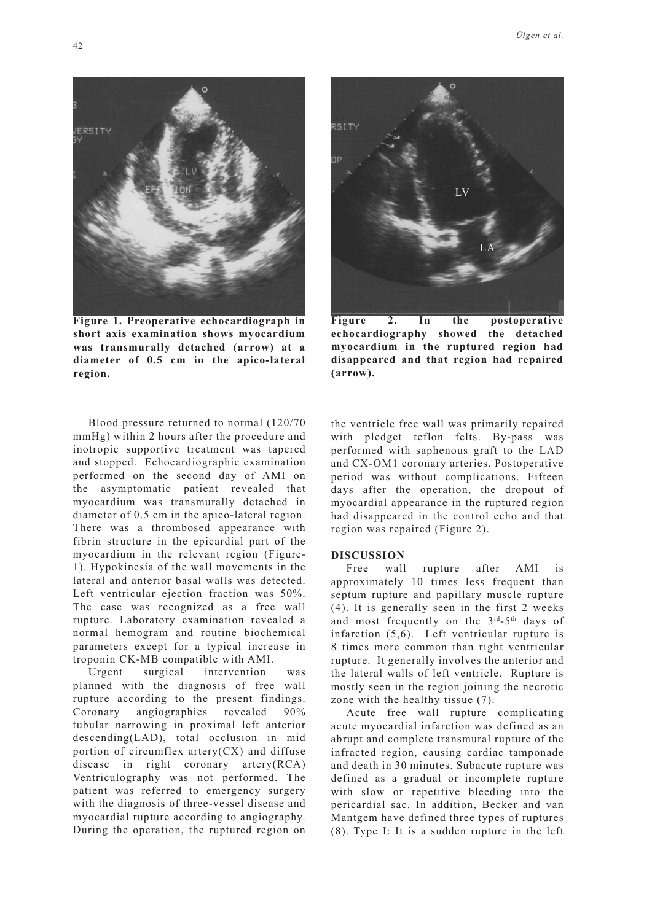**Figure 1. Preoperative echocardiograph in short axis examination shows myocardium was transmurally detached (arrow) at a diameter of 0.5 cm in the apico-lateral region.**

**Figure 2. In the postoperative echocardiography showed the detached myocardium in the ruptured region had disappeared and that region had repaired (arrow).**

Blood pressure returned to normal (120/70 mmHg) within 2 hours after the procedure and inotropic supportive treatment was tapered and stopped. Echocardiographic examination performed on the second day of AMI on the asymptomatic patient revealed that myocardium was transmurally detached in diameter of 0.5 cm in the apico-lateral region. There was a thrombosed appearance with fibrin structure in the epicardial part of the myocardium in the relevant region (Figure-1). Hypokinesia of the wall movements in the lateral and anterior basal walls was detected. Left ventricular ejection fraction was 50%. The case was recognized as a free wall rupture. Laboratory examination revealed a normal hemogram and routine biochemical parameters except for a typical increase in troponin CK-MB compatible with AMI.

Urgent surgical intervention was planned with the diagnosis of free wall rupture according to the present findings. Coronary angiographies revealed 90% tubular narrowing in proximal left anterior descending(LAD), total occlusion in mid portion of circumflex artery(CX) and diffuse disease in right coronary artery(RCA) Ventriculography was not performed. The patient was referred to emergency surgery with the diagnosis of three-vessel disease and myocardial rupture according to angiography. During the operation, the ruptured region on the ventricle free wall was primarily repaired with pledget teflon felts. By-pass was performed with saphenous graft to the LAD and CX-OM1 coronary arteries. Postoperative period was without complications. Fifteen days after the operation, the dropout of myocardial appearance in the ruptured region had disappeared in the control echo and that region was repaired (Figure 2).

## DISCUSSION

Free wall rupture after AMI is approximately 10 times less frequent than septum rupture and papillary muscle rupture (4). It is generally seen in the first 2 weeks and most frequently on the 3rd-5th days of infarction (5,6). Left ventricular rupture is 8 times more common than right ventricular rupture. It generally involves the anterior and the lateral walls of left ventricle. Rupture is mostly seen in the region joining the necrotic zone with the healthy tissue (7).

Acute free wall rupture complicating acute myocardial infarction was defined as an abrupt and complete transmural rupture of the infracted region, causing cardiac tamponade and death in 30 minutes. Subacute rupture was defined as a gradual or incomplete rupture with slow or repetitive bleeding into the pericardial sac. In addition, Becker and van Mantgem have defined three types of ruptures (8). Type I: It is a sudden rupture in the left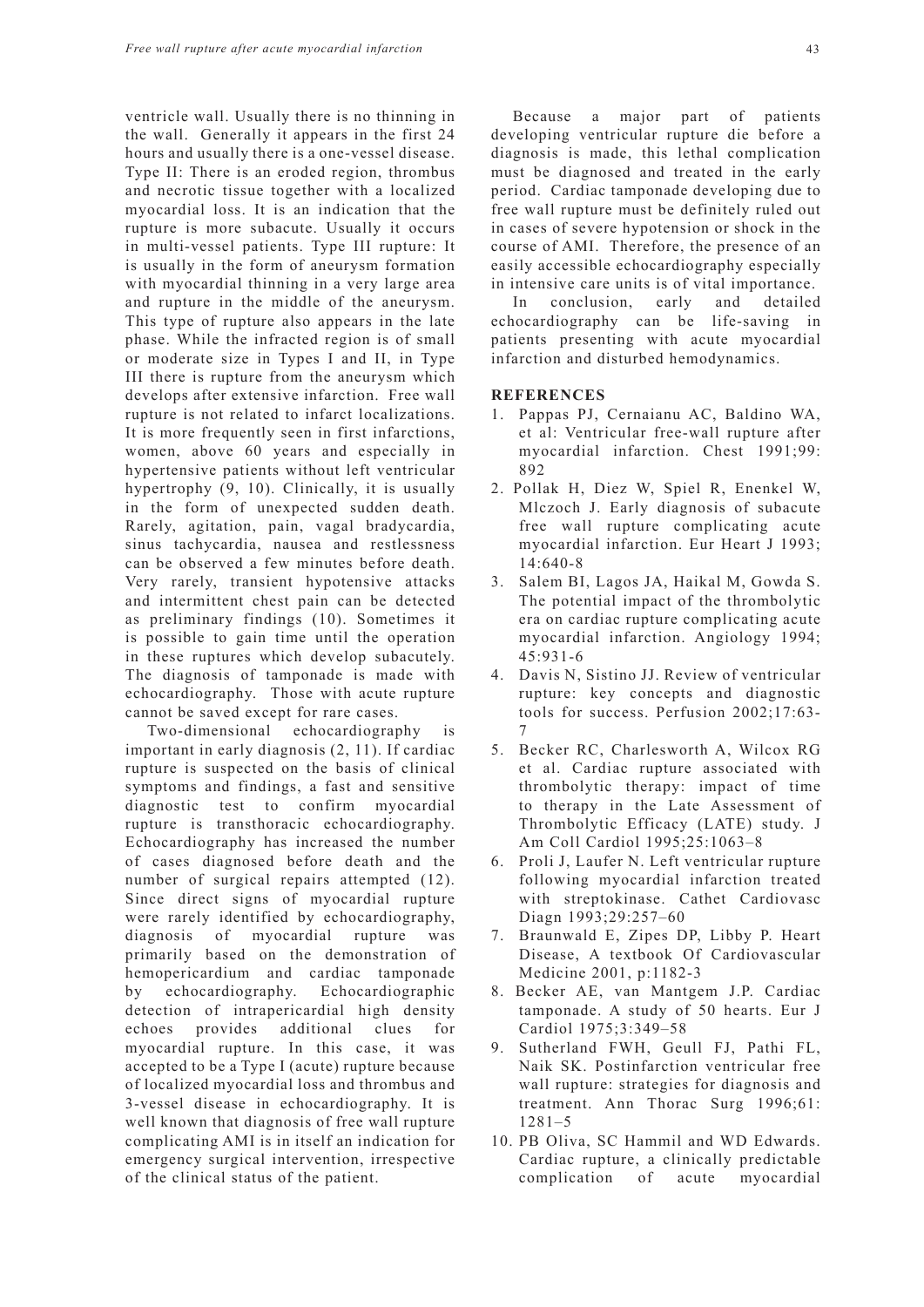ventricle wall. Usually there is no thinning in the wall. Generally it appears in the first 24 hours and usually there is a one-vessel disease. Type II: There is an eroded region, thrombus and necrotic tissue together with a localized myocardial loss. It is an indication that the rupture is more subacute. Usually it occurs in multi-vessel patients. Type III rupture: It is usually in the form of aneurysm formation with myocardial thinning in a very large area and rupture in the middle of the aneurysm. This type of rupture also appears in the late phase. While the infracted region is of small or moderate size in Types I and II, in Type III there is rupture from the aneurysm which develops after extensive infarction. Free wall rupture is not related to infarct localizations. It is more frequently seen in first infarctions, women, above 60 years and especially in hypertensive patients without left ventricular hypertrophy (9, 10). Clinically, it is usually in the form of unexpected sudden death. Rarely, agitation, pain, vagal bradycardia, sinus tachycardia, nausea and restlessness can be observed a few minutes before death. Very rarely, transient hypotensive attacks and intermittent chest pain can be detected as preliminary findings (10). Sometimes it is possible to gain time until the operation in these ruptures which develop subacutely. The diagnosis of tamponade is made with echocardiography. Those with acute rupture cannot be saved except for rare cases.

Two-dimensional echocardiography is important in early diagnosis (2, 11). If cardiac rupture is suspected on the basis of clinical symptoms and findings, a fast and sensitive diagnostic test to confirm myocardial rupture is transthoracic echocardiography. Echocardiography has increased the number of cases diagnosed before death and the number of surgical repairs attempted (12). Since direct signs of myocardial rupture were rarely identified by echocardiography, diagnosis of myocardial rupture was primarily based on the demonstration of hemopericardium and cardiac tamponade by echocardiography. Echocardiographic detection of intrapericardial high density echoes provides additional clues for myocardial rupture. In this case, it was accepted to be a Type I (acute) rupture because of localized myocardial loss and thrombus and 3-vessel disease in echocardiography. It is well known that diagnosis of free wall rupture complicating AMI is in itself an indication for emergency surgical intervention, irrespective of the clinical status of the patient.

Because a major part of patients developing ventricular rupture die before a diagnosis is made, this lethal complication must be diagnosed and treated in the early period. Cardiac tamponade developing due to free wall rupture must be definitely ruled out in cases of severe hypotension or shock in the course of AMI. Therefore, the presence of an easily accessible echocardiography especially in intensive care units is of vital importance.

In conclusion, early and detailed echocardiography can be life-saving in patients presenting with acute myocardial infarction and disturbed hemodynamics.

## REFERENCES

1. Pappas PJ, Cernaianu AC, Baldino WA, et al: Ventricular free-wall rupture after myocardial infarction. Chest 1991;99: 892
2. Pollak H, Diez W, Spiel R, Enenkel W, Mlczoch J. Early diagnosis of subacute free wall rupture complicating acute myocardial infarction. Eur Heart J 1993; 14:640-8
3. Salem BI, Lagos JA, Haikal M, Gowda S. The potential impact of the thrombolytic era on cardiac rupture complicating acute myocardial infarction. Angiology 1994; 45:931-6
4. Davis N, Sistino JJ. Review of ventricular rupture: key concepts and diagnostic tools for success. Perfusion 2002;17:63-7
5. Becker RC, Charlesworth A, Wilcox RG et al. Cardiac rupture associated with thrombolytic therapy: impact of time to therapy in the Late Assessment of Thrombolytic Efficacy (LATE) study. J Am Coll Cardiol 1995;25:1063–8
6. Proli J, Laufer N. Left ventricular rupture following myocardial infarction treated with streptokinase. Cathet Cardiovasc Diagn 1993;29:257–60
7. Braunwald E, Zipes DP, Libby P. Heart Disease, A textbook Of Cardiovascular Medicine 2001, p:1182-3
8. Becker AE, van Mantgem J.P. Cardiac tamponade. A study of 50 hearts. Eur J Cardiol 1975;3:349–58
9. Sutherland FWH, Geull FJ, Pathi FL, Naik SK. Postinfarction ventricular free wall rupture: strategies for diagnosis and treatment. Ann Thorac Surg 1996;61: 1281–5
10. PB Oliva, SC Hammil and WD Edwards. Cardiac rupture, a clinically predictable complication of acute myocardial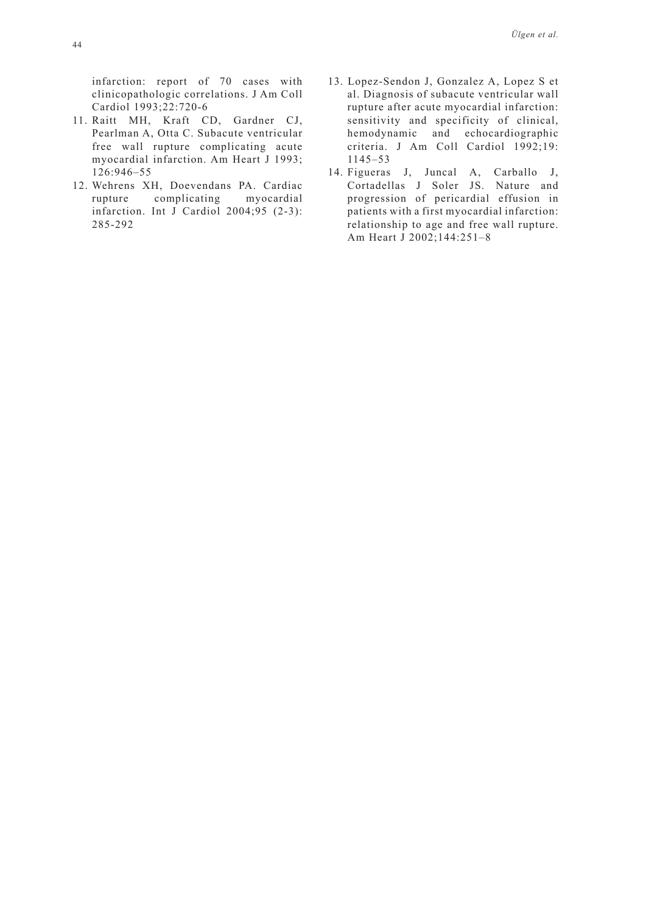infarction: report of 70 cases with clinicopathologic correlations. J Am Coll Cardiol 1993;22:720-6

11. Raitt MH, Kraft CD, Gardner CJ, Pearlman A, Otta C. Subacute ventricular free wall rupture complicating acute myocardial infarction. Am Heart J 1993; 126:946–55
12. Wehrens XH, Doevendans PA. Cardiac rupture complicating myocardial infarction. Int J Cardiol 2004;95 (2-3): 285-292
13. Lopez-Sendon J, Gonzalez A, Lopez S et al. Diagnosis of subacute ventricular wall rupture after acute myocardial infarction: sensitivity and specificity of clinical, hemodynamic and echocardiographic criteria. J Am Coll Cardiol 1992;19: 1145–53
14. Figueras J, Juncal A, Carballo J, Cortadellas J Soler JS. Nature and progression of pericardial effusion in patients with a first myocardial infarction: relationship to age and free wall rupture. Am Heart J 2002;144:251–8